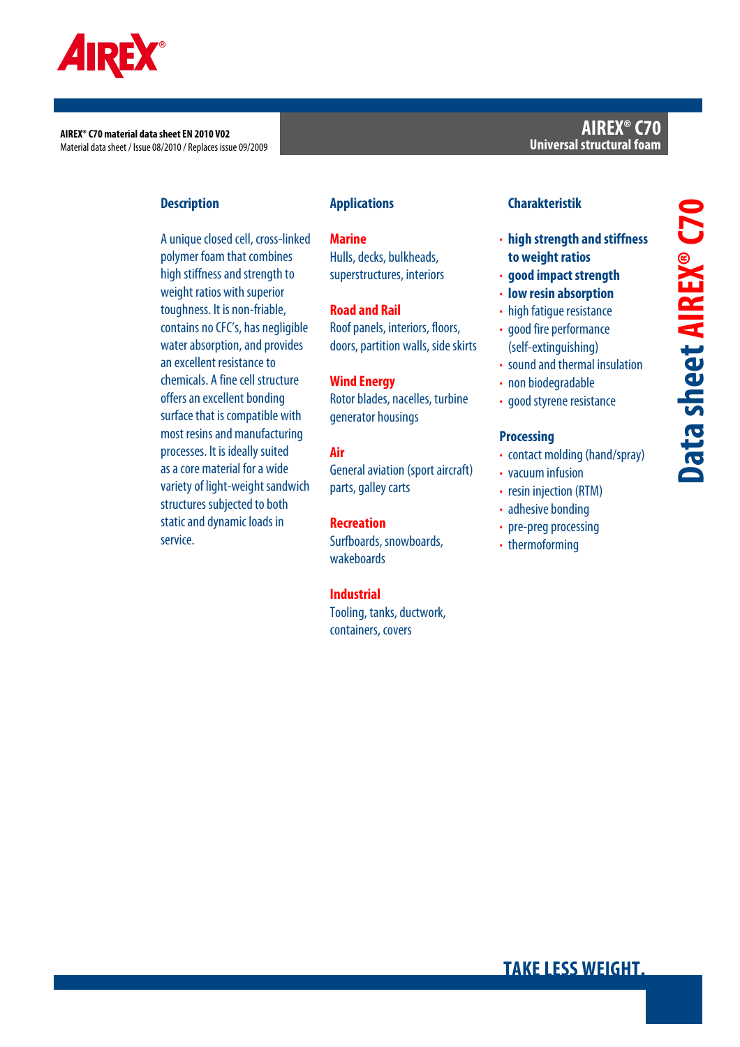AIREX®

**AIREX® C70 material data sheet EN 2010 V02**
Material data sheet / Issue 08/2010 / Replaces issue 09/2009

# AIREX® C70
## Universal structural foam

## Description

A unique closed cell, cross-linked polymer foam that combines high stiffness and strength to weight ratios with superior toughness. It is non-friable, contains no CFC's, has negligible water absorption, and provides an excellent resistance to chemicals. A fine cell structure offers an excellent bonding surface that is compatible with most resins and manufacturing processes. It is ideally suited as a core material for a wide variety of light-weight sandwich structures subjected to both static and dynamic loads in service.

## Applications

**Marine**
Hulls, decks, bulkheads, superstructures, interiors

**Road and Rail**
Roof panels, interiors, floors, doors, partition walls, side skirts

**Wind Energy**
Rotor blades, nacelles, turbine generator housings

**Air**
General aviation (sport aircraft) parts, galley carts

**Recreation**
Surfboards, snowboards, wakeboards

**Industrial**
Tooling, tanks, ductwork, containers, covers

## Charakteristik

- **high strength and stiffness to weight ratios**
- **good impact strength**
- **low resin absorption**
- high fatigue resistance
- good fire performance (self-extinguishing)
- sound and thermal insulation
- non biodegradable
- good styrene resistance

## Processing

- contact molding (hand/spray)
- vacuum infusion
- resin injection (RTM)
- adhesive bonding
- pre-preg processing
- thermoforming

Data sheet AIREX® C70

TAKE LESS WEIGHT.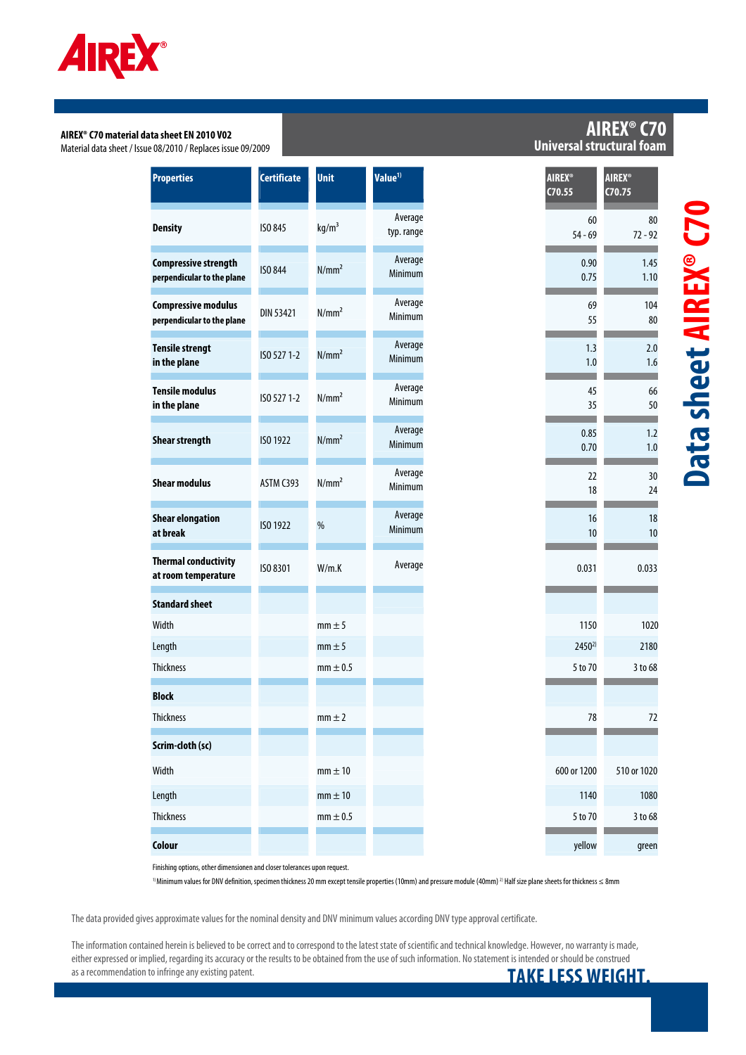**AIREX® C70 material data sheet EN 2010 V02**
Material data sheet / Issue 08/2010 / Replaces issue 09/2009

# AIREX® C70

## Universal structural foam

| Properties | Certificate | Unit | Value[1] | AIREX® C70.55 | AIREX® C70.75 |
|---|---|---|---|---|---|
| **Density** | ISO 845 | kg/m³ | Average<br>typ. range | 60<br>54 - 69 | 80<br>72 - 92 |
| **Compressive strength perpendicular to the plane** | ISO 844 | N/mm² | Average<br>Minimum | 0.90<br>0.75 | 1.45<br>1.10 |
| **Compressive modulus perpendicular to the plane** | DIN 53421 | N/mm² | Average<br>Minimum | 69<br>55 | 104<br>80 |
| **Tensile strengt in the plane** | ISO 527 1-2 | N/mm² | Average<br>Minimum | 1.3<br>1.0 | 2.0<br>1.6 |
| **Tensile modulus in the plane** | ISO 527 1-2 | N/mm² | Average<br>Minimum | 45<br>35 | 66<br>50 |
| **Shear strength** | ISO 1922 | N/mm² | Average<br>Minimum | 0.85<br>0.70 | 1.2<br>1.0 |
| **Shear modulus** | ASTM C393 | N/mm² | Average<br>Minimum | 22<br>18 | 30<br>24 |
| **Shear elongation at break** | ISO 1922 | % | Average<br>Minimum | 16<br>10 | 18<br>10 |
| **Thermal conductivity at room temperature** | ISO 8301 | W/m.K | Average | 0.031 | 0.033 |
| **Standard sheet** | | | | | |
| Width | | mm ± 5 | | 1150 | 1020 |
| Length | | mm ± 5 | | 2450[2] | 2180 |
| Thickness | | mm ± 0.5 | | 5 to 70 | 3 to 68 |
| **Block** | | | | | |
| Thickness | | mm ± 2 | | 78 | 72 |
| **Scrim-cloth (sc)** | | | | | |
| Width | | mm ± 10 | | 600 or 1200 | 510 or 1020 |
| Length | | mm ± 10 | | 1140 | 1080 |
| Thickness | | mm ± 0.5 | | 5 to 70 | 3 to 68 |
| **Colour** | | | | yellow | green |

Finishing options, other dimensionen and closer tolerances upon request.

[1] Minimum values for DNV definition, specimen thickness 20 mm except tensile properties (10mm) and pressure module (40mm) [2] Half size plane sheets for thickness ≤ 8mm

The data provided gives approximate values for the nominal density and DNV minimum values according DNV type approval certificate.

The information contained herein is believed to be correct and to correspond to the latest state of scientific and technical knowledge. However, no warranty is made, either expressed or implied, regarding its accuracy or the results to be obtained from the use of such information. No statement is intended or should be construed as a recommendation to infringe any existing patent.

**Data sheet AIREX® C70**

**TAKE LESS WEIGHT.**